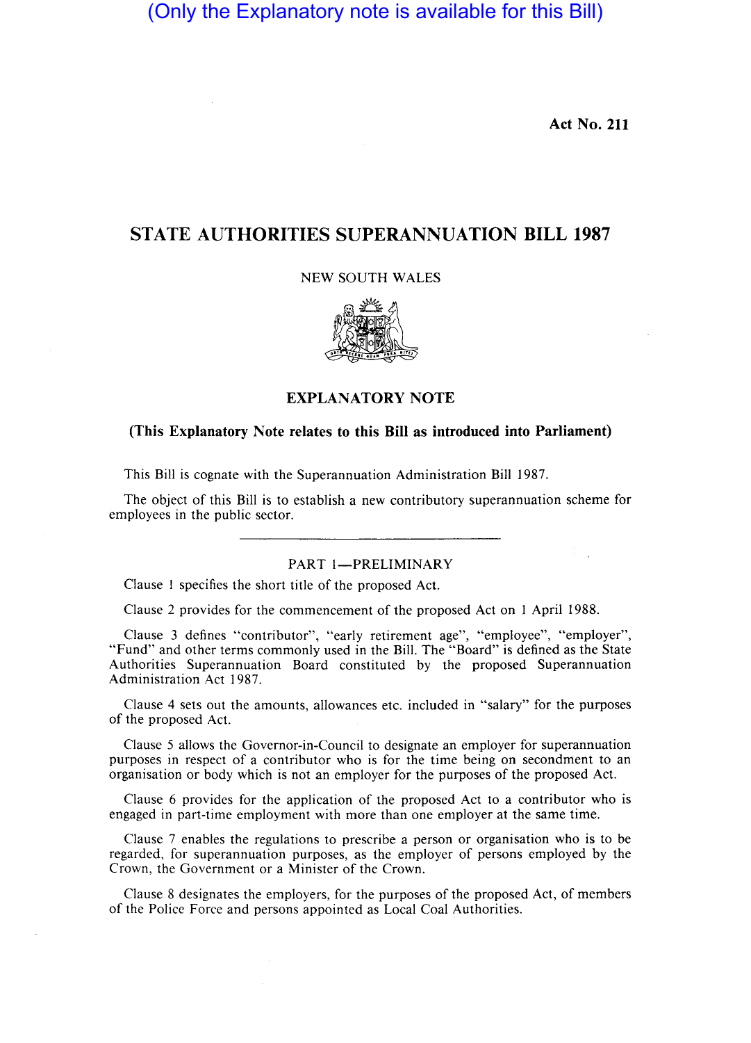(Only the Explanatory note is available for this Bill)

**Act No. 211**

# STATE AUTHORITIES SUPERANNUATION BILL 1987

NEW SOUTH WALES

## EXPLANATORY NOTE

**(This Explanatory Note relates to this Bill as introduced into Parliament)**

This Bill is cognate with the Superannuation Administration Bill 1987.

The object of this Bill is to establish a new contributory superannuation scheme for employees in the public sector.

---

### PART 1—PRELIMINARY

Clause 1 specifies the short title of the proposed Act.

Clause 2 provides for the commencement of the proposed Act on 1 April 1988.

Clause 3 defines "contributor", "early retirement age", "employee", "employer", "Fund" and other terms commonly used in the Bill. The "Board" is defined as the State Authorities Superannuation Board constituted by the proposed Superannuation Administration Act 1987.

Clause 4 sets out the amounts, allowances etc. included in "salary" for the purposes of the proposed Act.

Clause 5 allows the Governor-in-Council to designate an employer for superannuation purposes in respect of a contributor who is for the time being on secondment to an organisation or body which is not an employer for the purposes of the proposed Act.

Clause 6 provides for the application of the proposed Act to a contributor who is engaged in part-time employment with more than one employer at the same time.

Clause 7 enables the regulations to prescribe a person or organisation who is to be regarded, for superannuation purposes, as the employer of persons employed by the Crown, the Government or a Minister of the Crown.

Clause 8 designates the employers, for the purposes of the proposed Act, of members of the Police Force and persons appointed as Local Coal Authorities.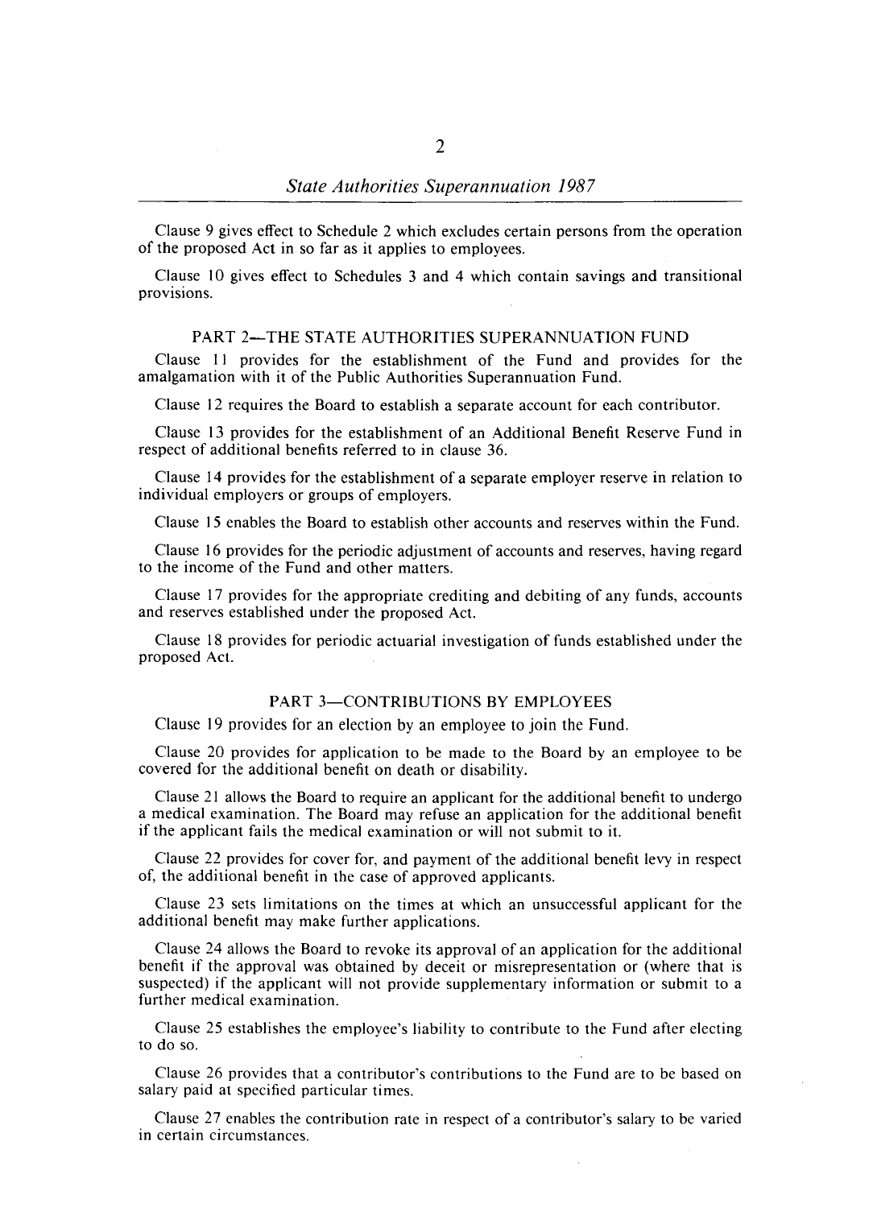Clause 9 gives effect to Schedule 2 which excludes certain persons from the operation of the proposed Act in so far as it applies to employees.

Clause 10 gives effect to Schedules 3 and 4 which contain savings and transitional provisions.

## PART 2—THE STATE AUTHORITIES SUPERANNUATION FUND

Clause 11 provides for the establishment of the Fund and provides for the amalgamation with it of the Public Authorities Superannuation Fund.

Clause 12 requires the Board to establish a separate account for each contributor.

Clause 13 provides for the establishment of an Additional Benefit Reserve Fund in respect of additional benefits referred to in clause 36.

Clause 14 provides for the establishment of a separate employer reserve in relation to individual employers or groups of employers.

Clause 15 enables the Board to establish other accounts and reserves within the Fund.

Clause 16 provides for the periodic adjustment of accounts and reserves, having regard to the income of the Fund and other matters.

Clause 17 provides for the appropriate crediting and debiting of any funds, accounts and reserves established under the proposed Act.

Clause 18 provides for periodic actuarial investigation of funds established under the proposed Act.

## PART 3—CONTRIBUTIONS BY EMPLOYEES

Clause 19 provides for an election by an employee to join the Fund.

Clause 20 provides for application to be made to the Board by an employee to be covered for the additional benefit on death or disability.

Clause 21 allows the Board to require an applicant for the additional benefit to undergo a medical examination. The Board may refuse an application for the additional benefit if the applicant fails the medical examination or will not submit to it.

Clause 22 provides for cover for, and payment of the additional benefit levy in respect of, the additional benefit in the case of approved applicants.

Clause 23 sets limitations on the times at which an unsuccessful applicant for the additional benefit may make further applications.

Clause 24 allows the Board to revoke its approval of an application for the additional benefit if the approval was obtained by deceit or misrepresentation or (where that is suspected) if the applicant will not provide supplementary information or submit to a further medical examination.

Clause 25 establishes the employee's liability to contribute to the Fund after electing to do so.

Clause 26 provides that a contributor's contributions to the Fund are to be based on salary paid at specified particular times.

Clause 27 enables the contribution rate in respect of a contributor's salary to be varied in certain circumstances.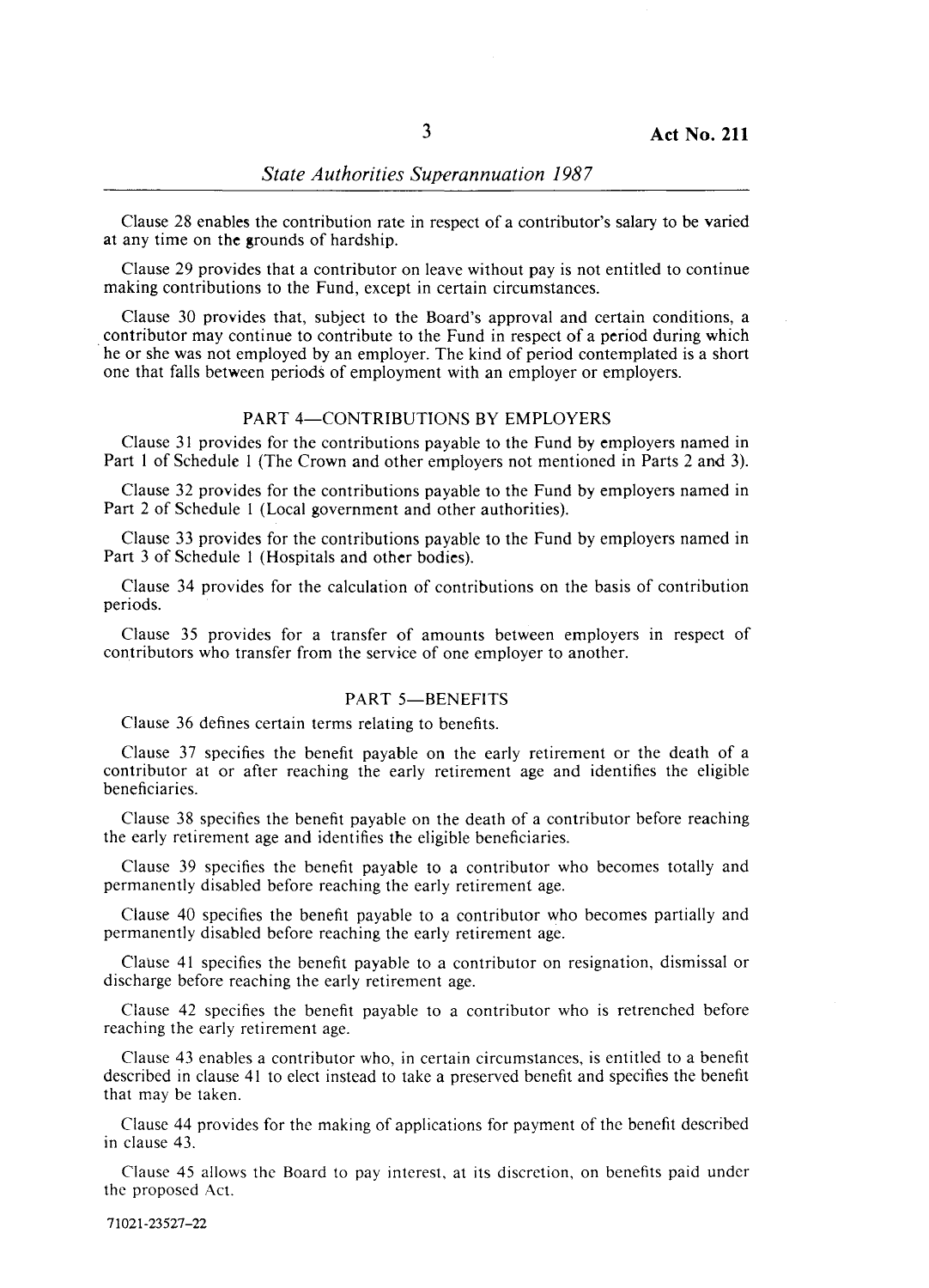Clause 28 enables the contribution rate in respect of a contributor's salary to be varied at any time on the grounds of hardship.

Clause 29 provides that a contributor on leave without pay is not entitled to continue making contributions to the Fund, except in certain circumstances.

Clause 30 provides that, subject to the Board's approval and certain conditions, a contributor may continue to contribute to the Fund in respect of a period during which he or she was not employed by an employer. The kind of period contemplated is a short one that falls between periods of employment with an employer or employers.

## PART 4—CONTRIBUTIONS BY EMPLOYERS

Clause 31 provides for the contributions payable to the Fund by employers named in Part 1 of Schedule 1 (The Crown and other employers not mentioned in Parts 2 and 3).

Clause 32 provides for the contributions payable to the Fund by employers named in Part 2 of Schedule 1 (Local government and other authorities).

Clause 33 provides for the contributions payable to the Fund by employers named in Part 3 of Schedule 1 (Hospitals and other bodies).

Clause 34 provides for the calculation of contributions on the basis of contribution periods.

Clause 35 provides for a transfer of amounts between employers in respect of contributors who transfer from the service of one employer to another.

## PART 5—BENEFITS

Clause 36 defines certain terms relating to benefits.

Clause 37 specifies the benefit payable on the early retirement or the death of a contributor at or after reaching the early retirement age and identifies the eligible beneficiaries.

Clause 38 specifies the benefit payable on the death of a contributor before reaching the early retirement age and identifies the eligible beneficiaries.

Clause 39 specifies the benefit payable to a contributor who becomes totally and permanently disabled before reaching the early retirement age.

Clause 40 specifies the benefit payable to a contributor who becomes partially and permanently disabled before reaching the early retirement age.

Clause 41 specifies the benefit payable to a contributor on resignation, dismissal or discharge before reaching the early retirement age.

Clause 42 specifies the benefit payable to a contributor who is retrenched before reaching the early retirement age.

Clause 43 enables a contributor who, in certain circumstances, is entitled to a benefit described in clause 41 to elect instead to take a preserved benefit and specifies the benefit that may be taken.

Clause 44 provides for the making of applications for payment of the benefit described in clause 43.

Clause 45 allows the Board to pay interest, at its discretion, on benefits paid under the proposed Act.

71021-23527-22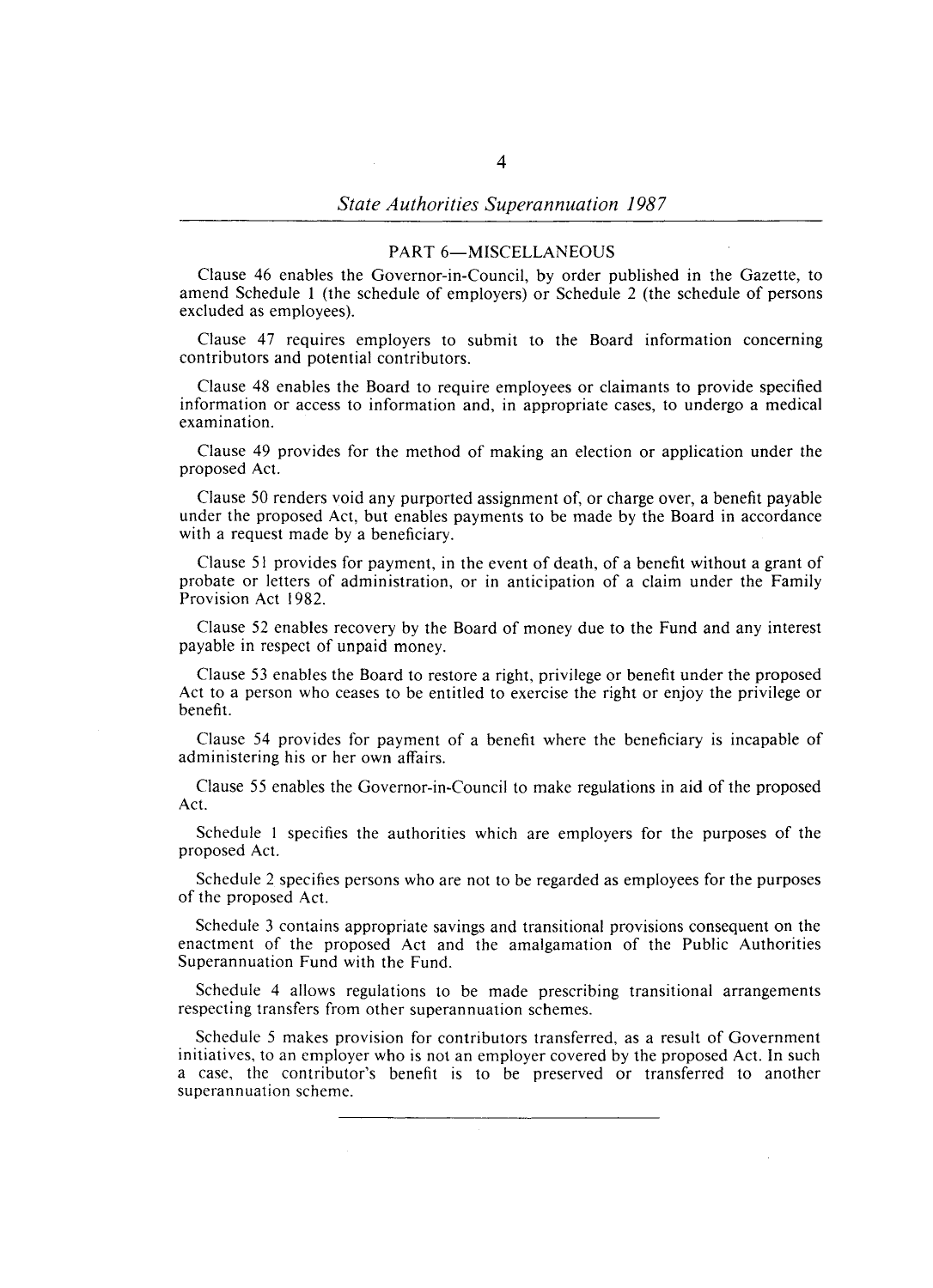## PART 6—MISCELLANEOUS

Clause 46 enables the Governor-in-Council, by order published in the Gazette, to amend Schedule 1 (the schedule of employers) or Schedule 2 (the schedule of persons excluded as employees).

Clause 47 requires employers to submit to the Board information concerning contributors and potential contributors.

Clause 48 enables the Board to require employees or claimants to provide specified information or access to information and, in appropriate cases, to undergo a medical examination.

Clause 49 provides for the method of making an election or application under the proposed Act.

Clause 50 renders void any purported assignment of, or charge over, a benefit payable under the proposed Act, but enables payments to be made by the Board in accordance with a request made by a beneficiary.

Clause 51 provides for payment, in the event of death, of a benefit without a grant of probate or letters of administration, or in anticipation of a claim under the Family Provision Act 1982.

Clause 52 enables recovery by the Board of money due to the Fund and any interest payable in respect of unpaid money.

Clause 53 enables the Board to restore a right, privilege or benefit under the proposed Act to a person who ceases to be entitled to exercise the right or enjoy the privilege or benefit.

Clause 54 provides for payment of a benefit where the beneficiary is incapable of administering his or her own affairs.

Clause 55 enables the Governor-in-Council to make regulations in aid of the proposed Act.

Schedule 1 specifies the authorities which are employers for the purposes of the proposed Act.

Schedule 2 specifies persons who are not to be regarded as employees for the purposes of the proposed Act.

Schedule 3 contains appropriate savings and transitional provisions consequent on the enactment of the proposed Act and the amalgamation of the Public Authorities Superannuation Fund with the Fund.

Schedule 4 allows regulations to be made prescribing transitional arrangements respecting transfers from other superannuation schemes.

Schedule 5 makes provision for contributors transferred, as a result of Government initiatives, to an employer who is not an employer covered by the proposed Act. In such a case, the contributor's benefit is to be preserved or transferred to another superannuation scheme.